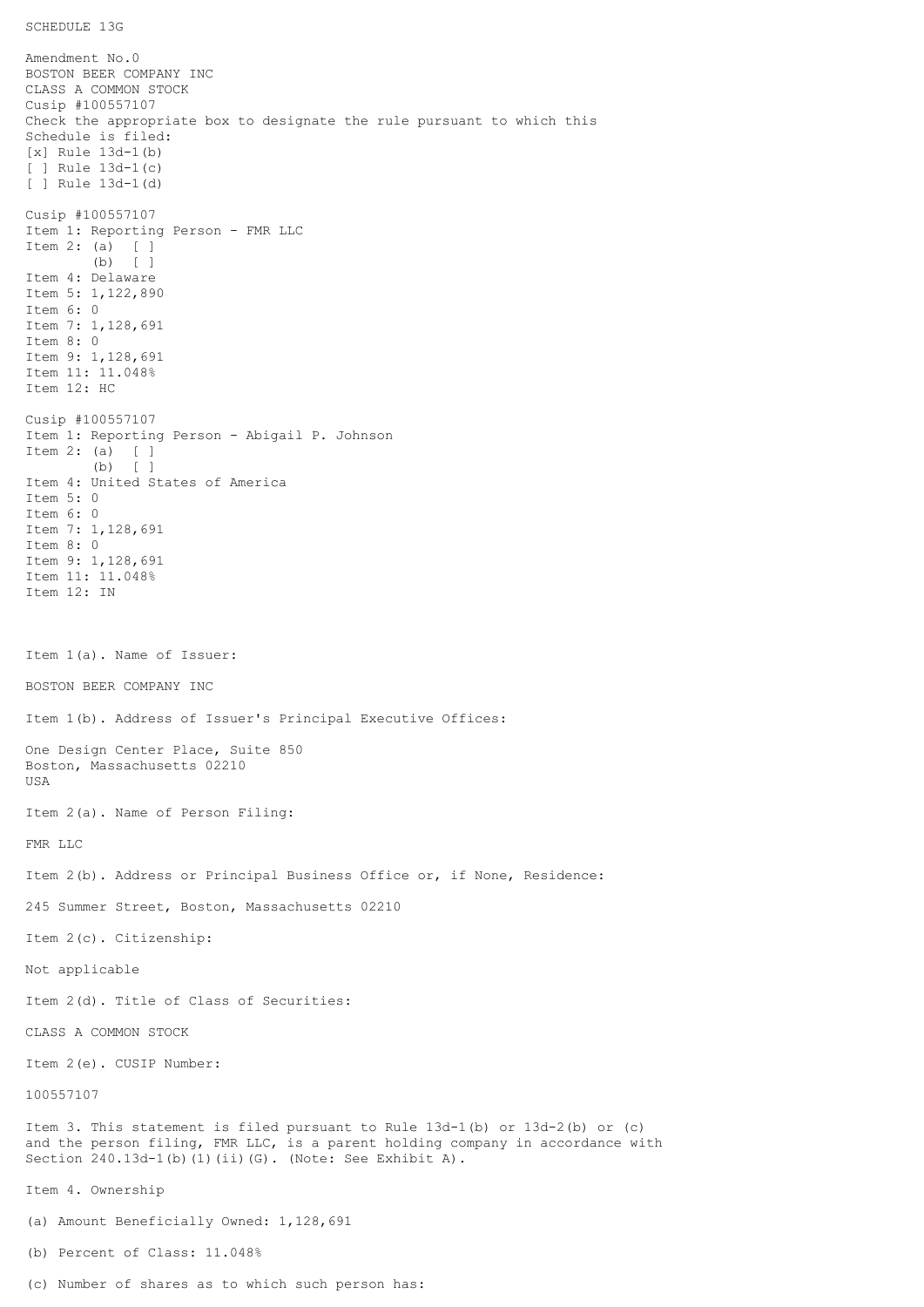SCHEDULE 13G

Amendment No.0
BOSTON BEER COMPANY INC
CLASS A COMMON STOCK
Cusip #100557107
Check the appropriate box to designate the rule pursuant to which this Schedule is filed:
[x] Rule 13d-1(b)
[ ] Rule 13d-1(c)
[ ] Rule 13d-1(d)

Cusip #100557107
Item 1: Reporting Person - FMR LLC
Item 2: (a) [ ]
(b) [ ]
Item 4: Delaware
Item 5: 1,122,890
Item 6: 0
Item 7: 1,128,691
Item 8: 0
Item 9: 1,128,691
Item 11: 11.048%
Item 12: HC

Cusip #100557107
Item 1: Reporting Person - Abigail P. Johnson
Item 2: (a) [ ]
(b) [ ]
Item 4: United States of America
Item 5: 0
Item 6: 0
Item 7: 1,128,691
Item 8: 0
Item 9: 1,128,691
Item 11: 11.048%
Item 12: IN

Item 1(a). Name of Issuer:

BOSTON BEER COMPANY INC

Item 1(b). Address of Issuer's Principal Executive Offices:

One Design Center Place, Suite 850
Boston, Massachusetts 02210
USA

Item 2(a). Name of Person Filing:

FMR LLC

Item 2(b). Address or Principal Business Office or, if None, Residence:

245 Summer Street, Boston, Massachusetts 02210

Item 2(c). Citizenship:

Not applicable

Item 2(d). Title of Class of Securities:

CLASS A COMMON STOCK

Item 2(e). CUSIP Number:

100557107

Item 3. This statement is filed pursuant to Rule 13d-1(b) or 13d-2(b) or (c) and the person filing, FMR LLC, is a parent holding company in accordance with Section 240.13d-1(b)(1)(ii)(G). (Note: See Exhibit A).

Item 4. Ownership

(a) Amount Beneficially Owned: 1,128,691

(b) Percent of Class: 11.048%

(c) Number of shares as to which such person has: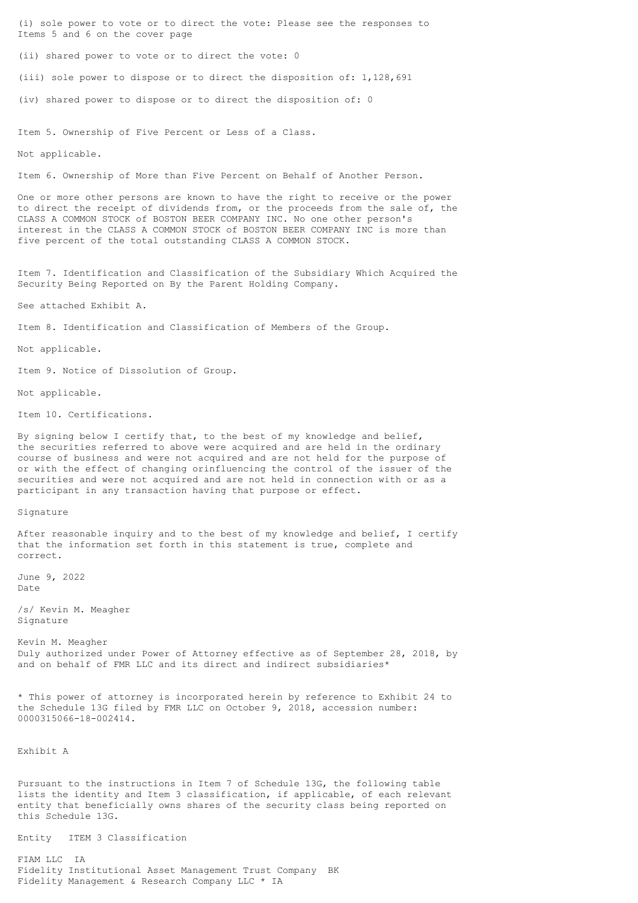(i) sole power to vote or to direct the vote: Please see the responses to Items 5 and 6 on the cover page

(ii) shared power to vote or to direct the vote: 0

(iii) sole power to dispose or to direct the disposition of: 1,128,691

(iv) shared power to dispose or to direct the disposition of: 0

Item 5. Ownership of Five Percent or Less of a Class.

Not applicable.

Item 6. Ownership of More than Five Percent on Behalf of Another Person.

One or more other persons are known to have the right to receive or the power to direct the receipt of dividends from, or the proceeds from the sale of, the CLASS A COMMON STOCK of BOSTON BEER COMPANY INC. No one other person's interest in the CLASS A COMMON STOCK of BOSTON BEER COMPANY INC is more than five percent of the total outstanding CLASS A COMMON STOCK.

Item 7. Identification and Classification of the Subsidiary Which Acquired the Security Being Reported on By the Parent Holding Company.

See attached Exhibit A.

Item 8. Identification and Classification of Members of the Group.

Not applicable.

Item 9. Notice of Dissolution of Group.

Not applicable.

Item 10. Certifications.

By signing below I certify that, to the best of my knowledge and belief, the securities referred to above were acquired and are held in the ordinary course of business and were not acquired and are not held for the purpose of or with the effect of changing orinfluencing the control of the issuer of the securities and were not acquired and are not held in connection with or as a participant in any transaction having that purpose or effect.

Signature

After reasonable inquiry and to the best of my knowledge and belief, I certify that the information set forth in this statement is true, complete and correct.

June 9, 2022
Date

/s/ Kevin M. Meagher
Signature

Kevin M. Meagher
Duly authorized under Power of Attorney effective as of September 28, 2018, by and on behalf of FMR LLC and its direct and indirect subsidiaries*

* This power of attorney is incorporated herein by reference to Exhibit 24 to the Schedule 13G filed by FMR LLC on October 9, 2018, accession number: 0000315066-18-002414.

Exhibit A

Pursuant to the instructions in Item 7 of Schedule 13G, the following table lists the identity and Item 3 classification, if applicable, of each relevant entity that beneficially owns shares of the security class being reported on this Schedule 13G.

| Entity | ITEM 3 Classification |
|---|---|
| FIAM LLC | IA |
| Fidelity Institutional Asset Management Trust Company | BK |
| Fidelity Management & Research Company LLC * | IA |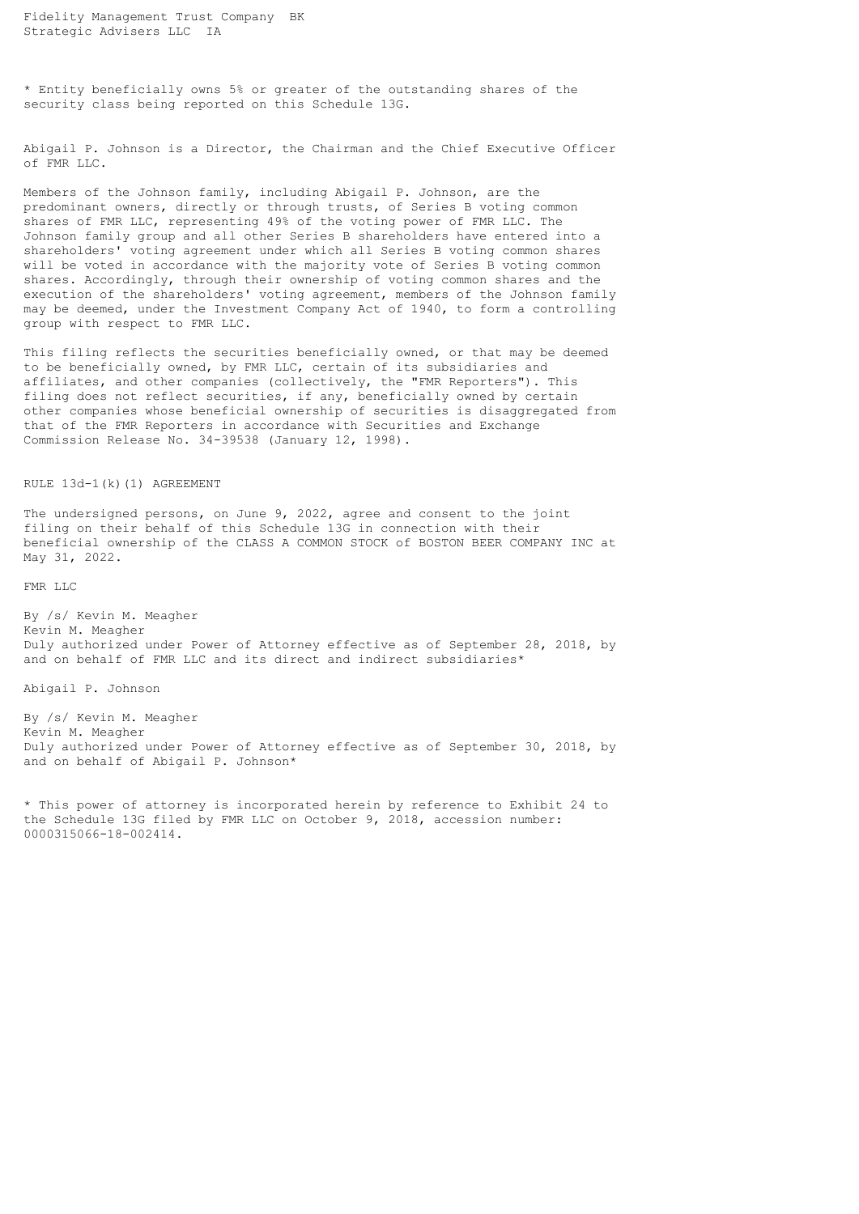Fidelity Management Trust Company BK
Strategic Advisers LLC IA

* Entity beneficially owns 5% or greater of the outstanding shares of the security class being reported on this Schedule 13G.

Abigail P. Johnson is a Director, the Chairman and the Chief Executive Officer of FMR LLC.

Members of the Johnson family, including Abigail P. Johnson, are the predominant owners, directly or through trusts, of Series B voting common shares of FMR LLC, representing 49% of the voting power of FMR LLC. The Johnson family group and all other Series B shareholders have entered into a shareholders' voting agreement under which all Series B voting common shares will be voted in accordance with the majority vote of Series B voting common shares. Accordingly, through their ownership of voting common shares and the execution of the shareholders' voting agreement, members of the Johnson family may be deemed, under the Investment Company Act of 1940, to form a controlling group with respect to FMR LLC.

This filing reflects the securities beneficially owned, or that may be deemed to be beneficially owned, by FMR LLC, certain of its subsidiaries and affiliates, and other companies (collectively, the "FMR Reporters"). This filing does not reflect securities, if any, beneficially owned by certain other companies whose beneficial ownership of securities is disaggregated from that of the FMR Reporters in accordance with Securities and Exchange Commission Release No. 34-39538 (January 12, 1998).

RULE 13d-1(k)(1) AGREEMENT

The undersigned persons, on June 9, 2022, agree and consent to the joint filing on their behalf of this Schedule 13G in connection with their beneficial ownership of the CLASS A COMMON STOCK of BOSTON BEER COMPANY INC at May 31, 2022.

FMR LLC

By /s/ Kevin M. Meagher
Kevin M. Meagher
Duly authorized under Power of Attorney effective as of September 28, 2018, by and on behalf of FMR LLC and its direct and indirect subsidiaries*

Abigail P. Johnson

By /s/ Kevin M. Meagher
Kevin M. Meagher
Duly authorized under Power of Attorney effective as of September 30, 2018, by and on behalf of Abigail P. Johnson*

* This power of attorney is incorporated herein by reference to Exhibit 24 to the Schedule 13G filed by FMR LLC on October 9, 2018, accession number: 0000315066-18-002414.